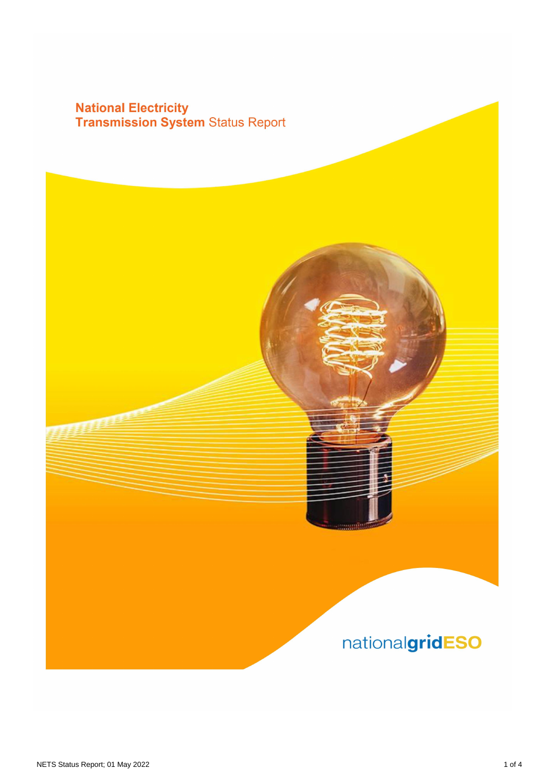# National Electricity Transmission System Status Report

nationalgridESO

NETS Status Report; 01 May 2022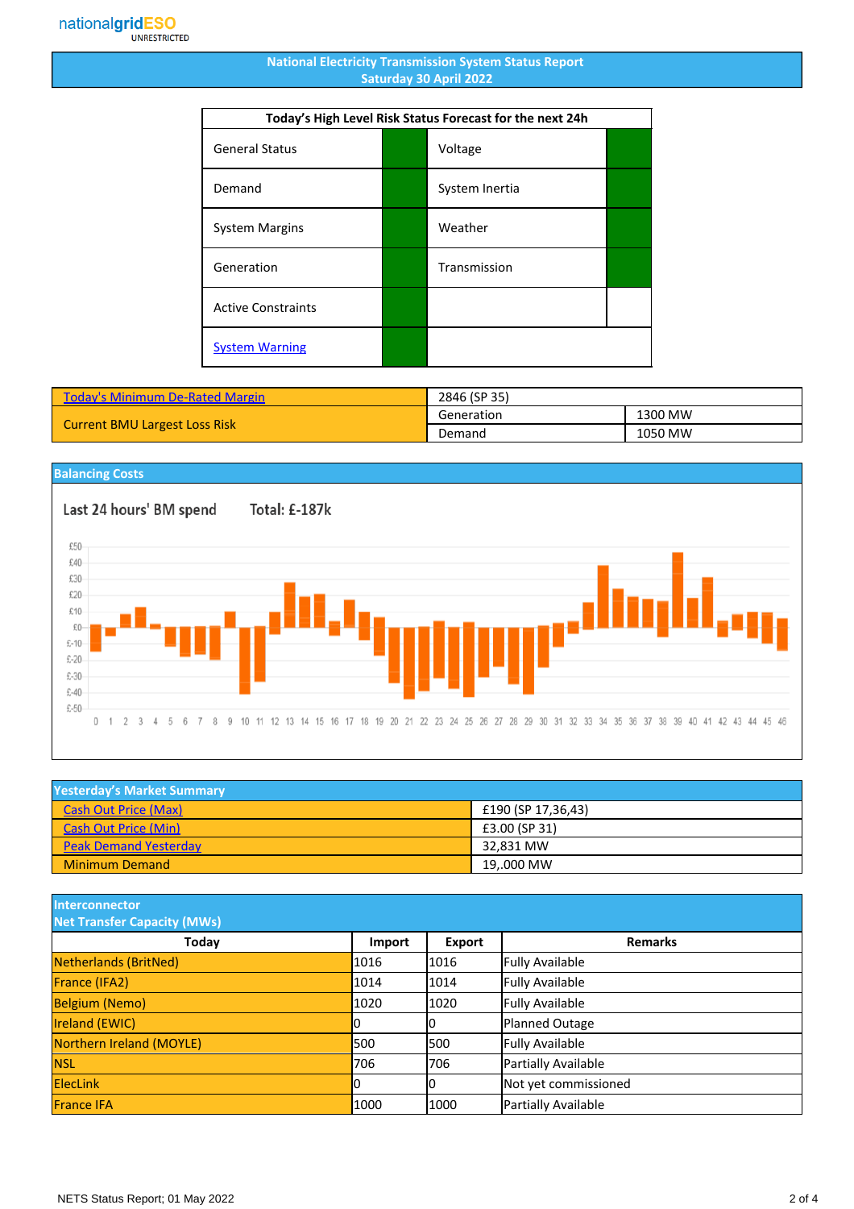nationalgridESO
UNRESTRICTED

# National Electricity Transmission System Status Report
## Saturday 30 April 2022

| Today's High Level Risk Status Forecast for the next 24h | | | |
|---|---|---|---|
| General Status | | Voltage | |
| Demand | | System Inertia | |
| System Margins | | Weather | |
| Generation | | Transmission | |
| Active Constraints | | | |
| System Warning | | | |

| Today's Minimum De-Rated Margin | 2846 (SP 35) | |
|---|---|---|
| Current BMU Largest Loss Risk | Generation | 1300 MW |
| | Demand | 1050 MW |

## Balancing Costs

Last 24 hours' BM spend Total: £-187k

## Yesterday's Market Summary

| | |
|---|---|
| Cash Out Price (Max) | £190 (SP 17,36,43) |
| Cash Out Price (Min) | £3.00 (SP 31) |
| Peak Demand Yesterday | 32,831 MW |
| Minimum Demand | 19,.000 MW |

## Interconnector Net Transfer Capacity (MWs)

| Today | Import | Export | Remarks |
|---|---|---|---|
| Netherlands (BritNed) | 1016 | 1016 | Fully Available |
| France (IFA2) | 1014 | 1014 | Fully Available |
| Belgium (Nemo) | 1020 | 1020 | Fully Available |
| Ireland (EWIC) | 0 | 0 | Planned Outage |
| Northern Ireland (MOYLE) | 500 | 500 | Fully Available |
| NSL | 706 | 706 | Partially Available |
| ElecLink | 0 | 0 | Not yet commissioned |
| France IFA | 1000 | 1000 | Partially Available |

NETS Status Report; 01 May 2022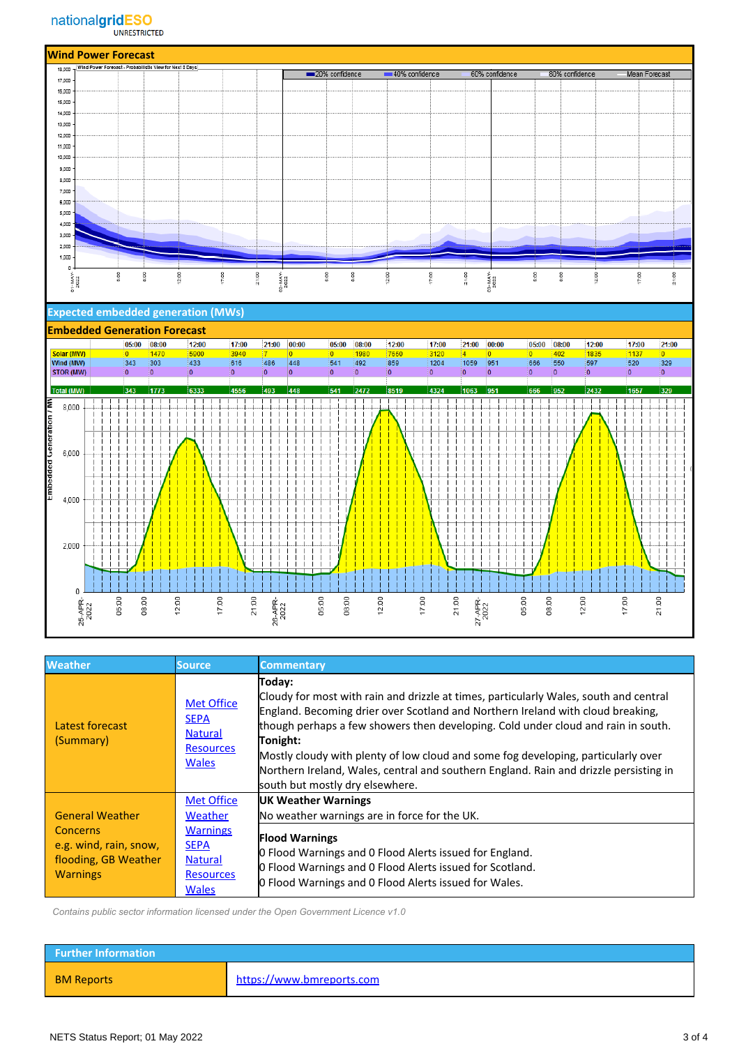## Wind Power Forecast

Wind Power Forecast - Probabilistic View for Next 3 Days

20% confidence | 40% confidence | 60% confidence | 80% confidence | Mean Forecast

## Expected embedded generation (MWs)

## Embedded Generation Forecast

| | 05:00 | 08:00 | 12:00 | 17:00 | 21:00 | 00:00 | 05:00 | 08:00 | 12:00 | 17:00 | 21:00 | 00:00 | 05:00 | 08:00 | 12:00 | 17:00 | 21:00 |
|---|---|---|---|---|---|---|---|---|---|---|---|---|---|---|---|---|---|
| Solar (MW) | 0 | 1470 | 5900 | 3940 | 7 | 0 | 0 | 1980 | 7660 | 3120 | 4 | 0 | 0 | 402 | 1835 | 1137 | 0 |
| Wind (MW) | 343 | 303 | 433 | 616 | 486 | 448 | 541 | 492 | 859 | 1204 | 1059 | 951 | 666 | 550 | 597 | 520 | 329 |
| STOR (MW) | 0 | 0 | 0 | 0 | 0 | 0 | 0 | 0 | 0 | 0 | 0 | 0 | 0 | 0 | 0 | 0 | 0 |
| Total (MW) | 343 | 1773 | 6333 | 4556 | 493 | 448 | 541 | 2472 | 8519 | 4324 | 1063 | 951 | 666 | 952 | 2432 | 1657 | 329 |

| Weather | Source | Commentary |
|---|---|---|
| Latest forecast (Summary) | Met Office<br>SEPA<br>Natural Resources Wales | **Today:**<br>Cloudy for most with rain and drizzle at times, particularly Wales, south and central England. Becoming drier over Scotland and Northern Ireland with cloud breaking, though perhaps a few showers then developing. Cold under cloud and rain in south.<br>**Tonight:**<br>Mostly cloudy with plenty of low cloud and some fog developing, particularly over Northern Ireland, Wales, central and southern England. Rain and drizzle persisting in south but mostly dry elsewhere. |
| General Weather Concerns e.g. wind, rain, snow, flooding, GB Weather Warnings | Met Office Weather Warnings<br>SEPA<br>Natural Resources Wales | **UK Weather Warnings**<br>No weather warnings are in force for the UK.<br>**Flood Warnings**<br>0 Flood Warnings and 0 Flood Alerts issued for England.<br>0 Flood Warnings and 0 Flood Alerts issued for Scotland.<br>0 Flood Warnings and 0 Flood Alerts issued for Wales. |

*Contains public sector information licensed under the Open Government Licence v1.0*

| Further Information | |
|---|---|
| BM Reports | https://www.bmreports.com |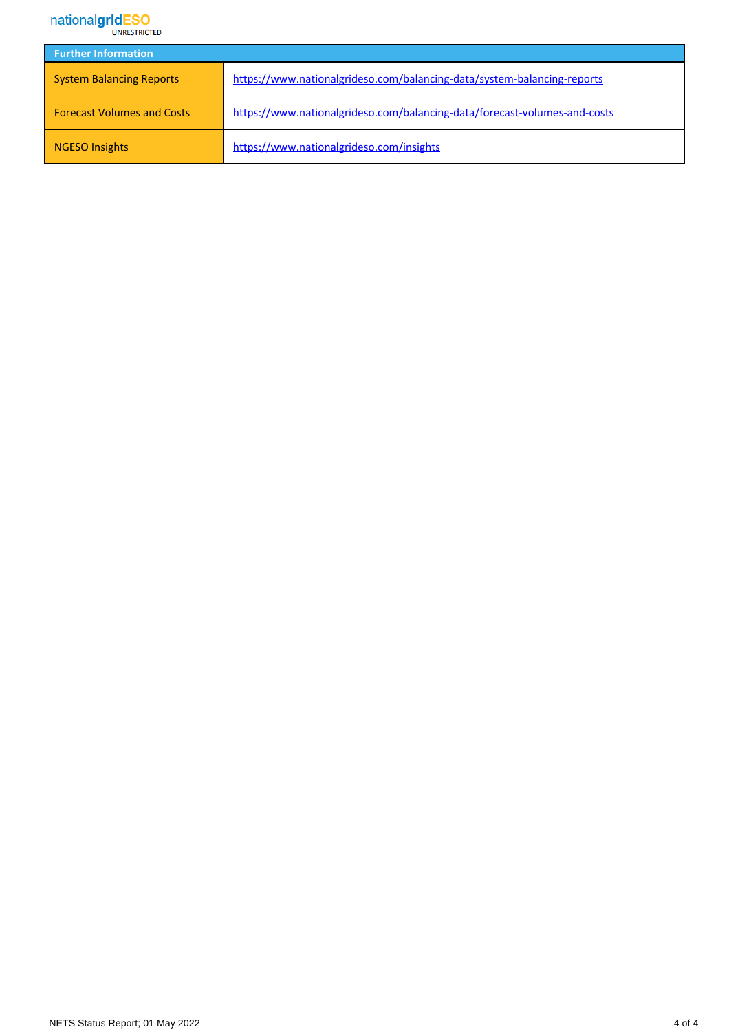| Further Information | |
|---|---|
| System Balancing Reports | https://www.nationalgrideso.com/balancing-data/system-balancing-reports |
| Forecast Volumes and Costs | https://www.nationalgrideso.com/balancing-data/forecast-volumes-and-costs |
| NGESO Insights | https://www.nationalgrideso.com/insights |